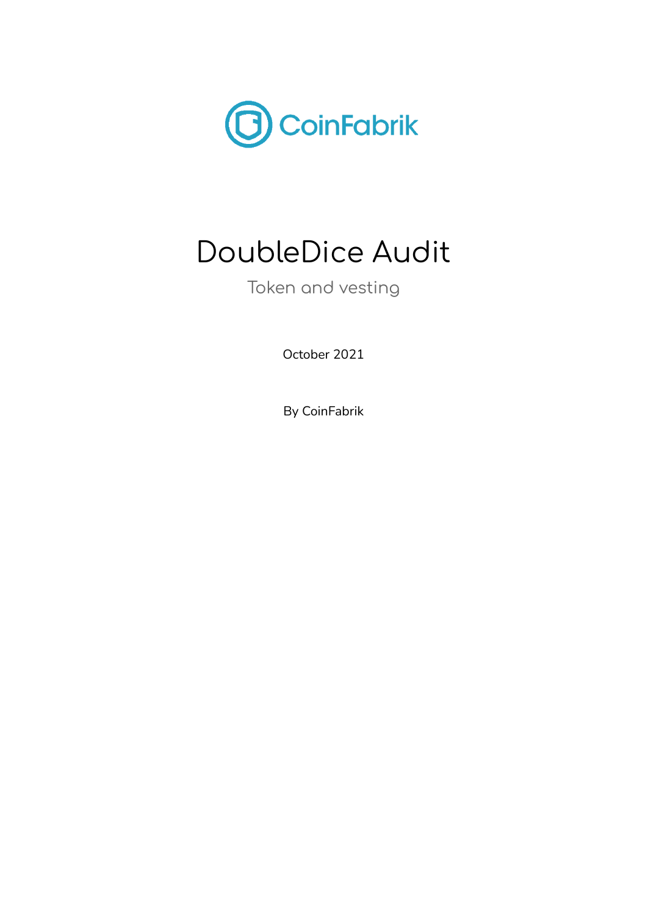CoinFabrik

# DoubleDice Audit

Token and vesting

October 2021

By CoinFabrik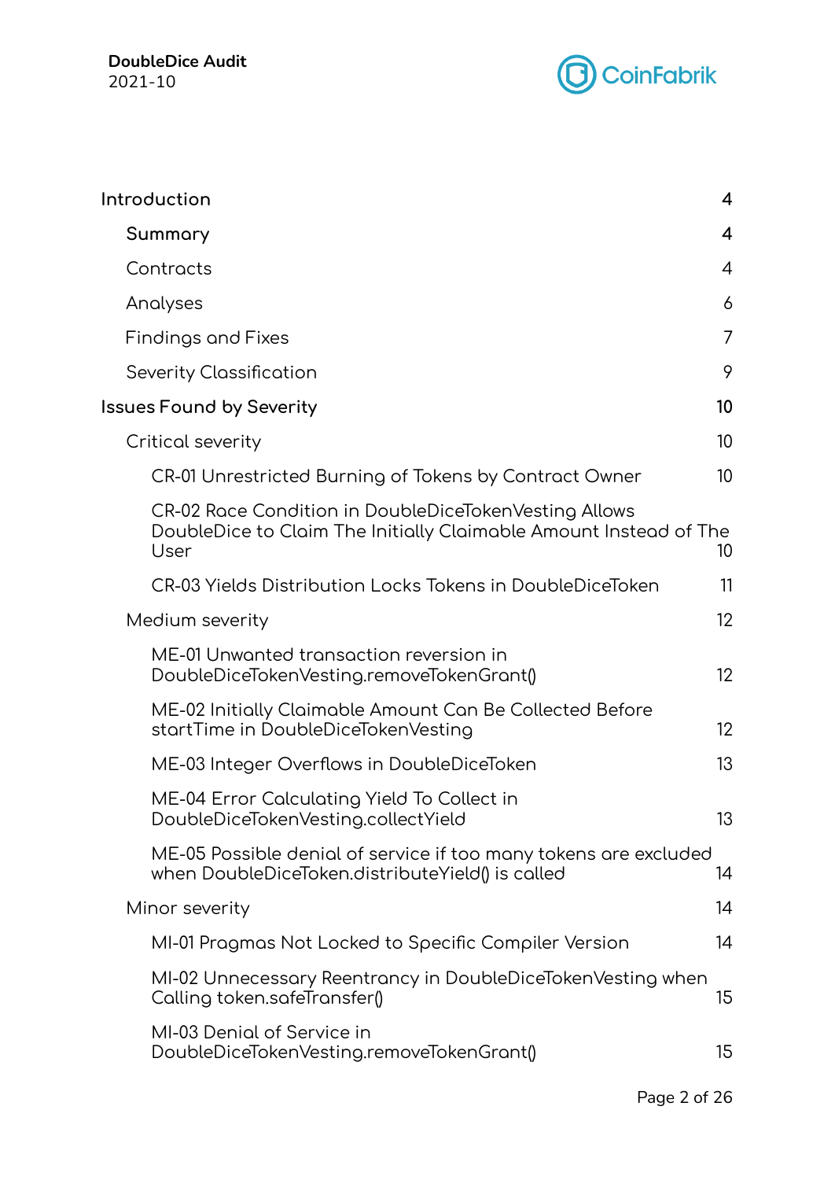- Introduction 4
  - Summary 4
  - Contracts 4
  - Analyses 6
  - Findings and Fixes 7
  - Severity Classification 9
- Issues Found by Severity 10
  - Critical severity 10
    - CR-01 Unrestricted Burning of Tokens by Contract Owner 10
    - CR-02 Race Condition in DoubleDiceTokenVesting Allows DoubleDice to Claim The Initially Claimable Amount Instead of The User 10
    - CR-03 Yields Distribution Locks Tokens in DoubleDiceToken 11
  - Medium severity 12
    - ME-01 Unwanted transaction reversion in DoubleDiceTokenVesting.removeTokenGrant() 12
    - ME-02 Initially Claimable Amount Can Be Collected Before startTime in DoubleDiceTokenVesting 12
    - ME-03 Integer Overflows in DoubleDiceToken 13
    - ME-04 Error Calculating Yield To Collect in DoubleDiceTokenVesting.collectYield 13
    - ME-05 Possible denial of service if too many tokens are excluded when DoubleDiceToken.distributeYield() is called 14
  - Minor severity 14
    - MI-01 Pragmas Not Locked to Specific Compiler Version 14
    - MI-02 Unnecessary Reentrancy in DoubleDiceTokenVesting when Calling token.safeTransfer() 15
    - MI-03 Denial of Service in DoubleDiceTokenVesting.removeTokenGrant() 15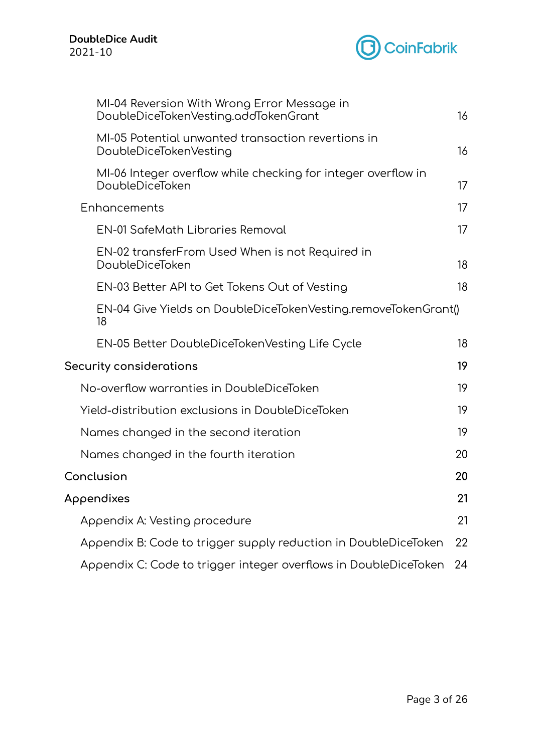- MI-04 Reversion With Wrong Error Message in DoubleDiceTokenVesting.addTokenGrant 16
- MI-05 Potential unwanted transaction revertions in DoubleDiceTokenVesting 16
- MI-06 Integer overflow while checking for integer overflow in DoubleDiceToken 17

Enhancements 17

- EN-01 SafeMath Libraries Removal 17
- EN-02 transferFrom Used When is not Required in DoubleDiceToken 18
- EN-03 Better API to Get Tokens Out of Vesting 18
- EN-04 Give Yields on DoubleDiceTokenVesting.removeTokenGrant() 18
- EN-05 Better DoubleDiceTokenVesting Life Cycle 18

Security considerations 19

- No-overflow warranties in DoubleDiceToken 19
- Yield-distribution exclusions in DoubleDiceToken 19
- Names changed in the second iteration 19
- Names changed in the fourth iteration 20

Conclusion 20

Appendixes 21

- Appendix A: Vesting procedure 21
- Appendix B: Code to trigger supply reduction in DoubleDiceToken 22
- Appendix C: Code to trigger integer overflows in DoubleDiceToken 24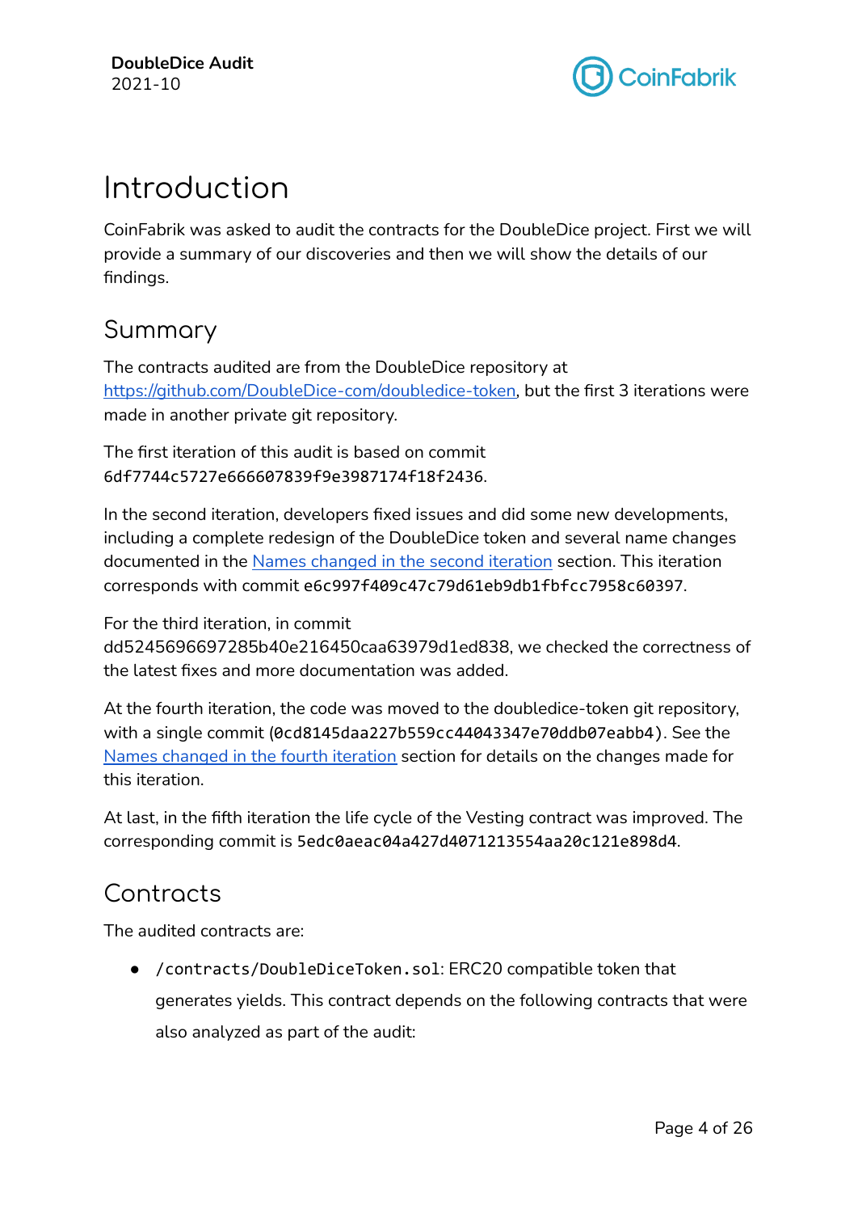# Introduction

CoinFabrik was asked to audit the contracts for the DoubleDice project. First we will provide a summary of our discoveries and then we will show the details of our findings.

## Summary

The contracts audited are from the DoubleDice repository at https://github.com/DoubleDice-com/doubledice-token, but the first 3 iterations were made in another private git repository.

The first iteration of this audit is based on commit `6df7744c5727e666607839f9e3987174f18f2436`.

In the second iteration, developers fixed issues and did some new developments, including a complete redesign of the DoubleDice token and several name changes documented in the Names changed in the second iteration section. This iteration corresponds with commit `e6c997f409c47c79d61eb9db1fbfcc7958c60397`.

For the third iteration, in commit dd5245696697285b40e216450caa63979d1ed838, we checked the correctness of the latest fixes and more documentation was added.

At the fourth iteration, the code was moved to the doubledice-token git repository, with a single commit (`0cd8145daa227b559cc44043347e70ddb07eabb4`). See the Names changed in the fourth iteration section for details on the changes made for this iteration.

At last, in the fifth iteration the life cycle of the Vesting contract was improved. The corresponding commit is `5edc0aeac04a427d4071213554aa20c121e898d4`.

## Contracts

The audited contracts are:

- `/contracts/DoubleDiceToken.sol`: ERC20 compatible token that generates yields. This contract depends on the following contracts that were also analyzed as part of the audit: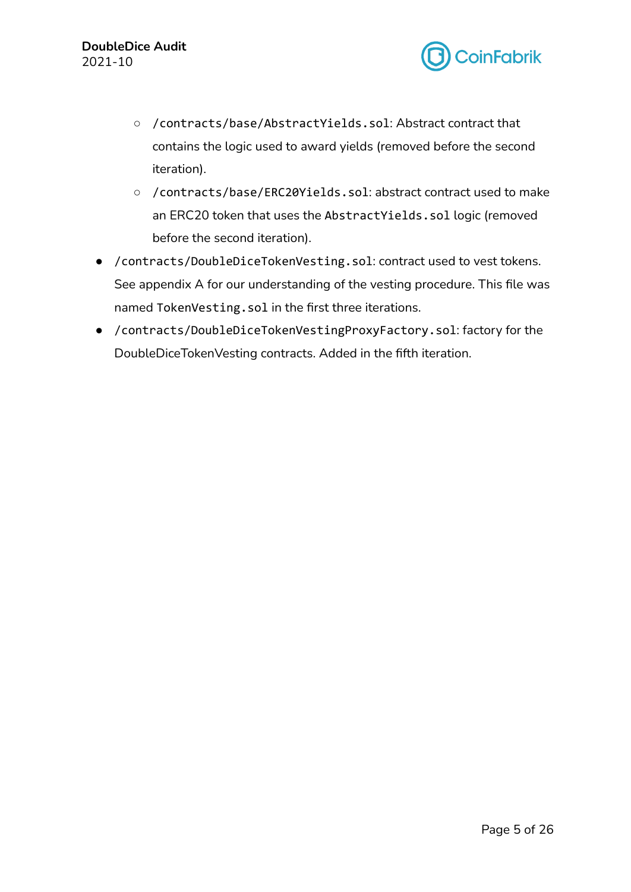- `/contracts/base/AbstractYields.sol`: Abstract contract that contains the logic used to award yields (removed before the second iteration).
    - `/contracts/base/ERC20Yields.sol`: abstract contract used to make an ERC20 token that uses the `AbstractYields.sol` logic (removed before the second iteration).
- `/contracts/DoubleDiceTokenVesting.sol`: contract used to vest tokens. See appendix A for our understanding of the vesting procedure. This file was named `TokenVesting.sol` in the first three iterations.
- `/contracts/DoubleDiceTokenVestingProxyFactory.sol`: factory for the DoubleDiceTokenVesting contracts. Added in the fifth iteration.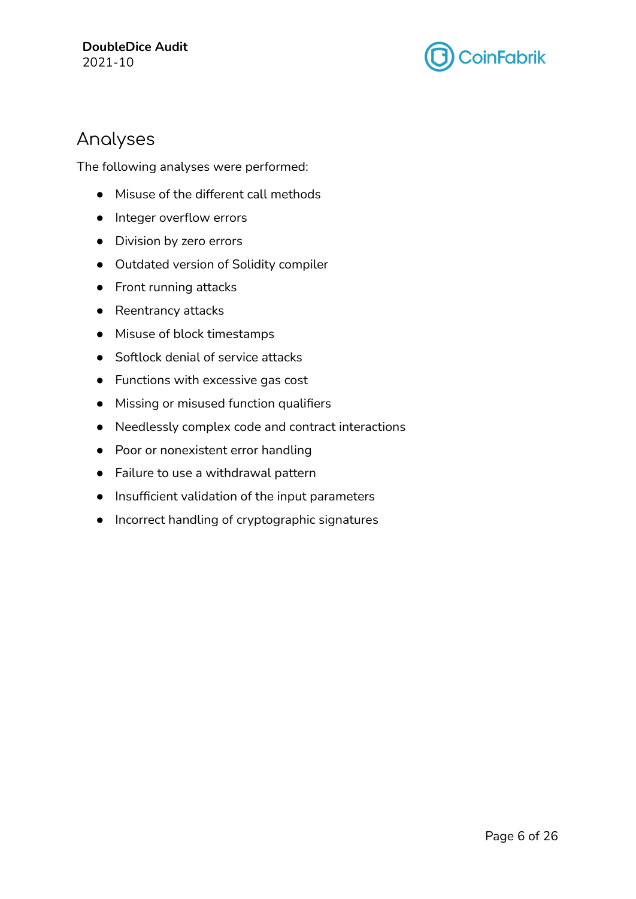## Analyses

The following analyses were performed:

- Misuse of the different call methods
- Integer overflow errors
- Division by zero errors
- Outdated version of Solidity compiler
- Front running attacks
- Reentrancy attacks
- Misuse of block timestamps
- Softlock denial of service attacks
- Functions with excessive gas cost
- Missing or misused function qualifiers
- Needlessly complex code and contract interactions
- Poor or nonexistent error handling
- Failure to use a withdrawal pattern
- Insufficient validation of the input parameters
- Incorrect handling of cryptographic signatures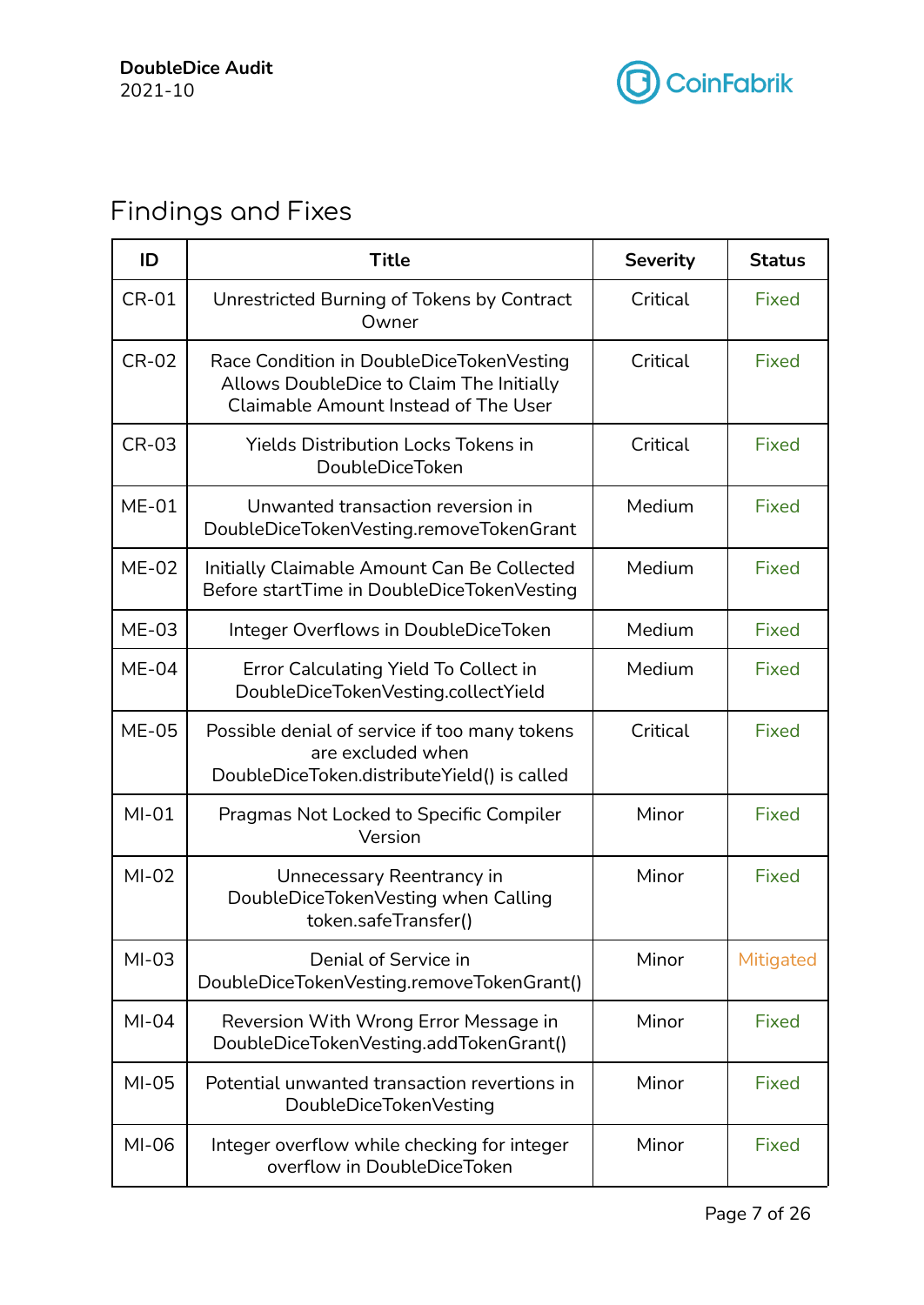## Findings and Fixes

| ID | Title | Severity | Status |
|---|---|---|---|
| CR-01 | Unrestricted Burning of Tokens by Contract Owner | Critical | Fixed |
| CR-02 | Race Condition in DoubleDiceTokenVesting Allows DoubleDice to Claim The Initially Claimable Amount Instead of The User | Critical | Fixed |
| CR-03 | Yields Distribution Locks Tokens in DoubleDiceToken | Critical | Fixed |
| ME-01 | Unwanted transaction reversion in DoubleDiceTokenVesting.removeTokenGrant | Medium | Fixed |
| ME-02 | Initially Claimable Amount Can Be Collected Before startTime in DoubleDiceTokenVesting | Medium | Fixed |
| ME-03 | Integer Overflows in DoubleDiceToken | Medium | Fixed |
| ME-04 | Error Calculating Yield To Collect in DoubleDiceTokenVesting.collectYield | Medium | Fixed |
| ME-05 | Possible denial of service if too many tokens are excluded when DoubleDiceToken.distributeYield() is called | Critical | Fixed |
| MI-01 | Pragmas Not Locked to Specific Compiler Version | Minor | Fixed |
| MI-02 | Unnecessary Reentrancy in DoubleDiceTokenVesting when Calling token.safeTransfer() | Minor | Fixed |
| MI-03 | Denial of Service in DoubleDiceTokenVesting.removeTokenGrant() | Minor | Mitigated |
| MI-04 | Reversion With Wrong Error Message in DoubleDiceTokenVesting.addTokenGrant() | Minor | Fixed |
| MI-05 | Potential unwanted transaction revertions in DoubleDiceTokenVesting | Minor | Fixed |
| MI-06 | Integer overflow while checking for integer overflow in DoubleDiceToken | Minor | Fixed |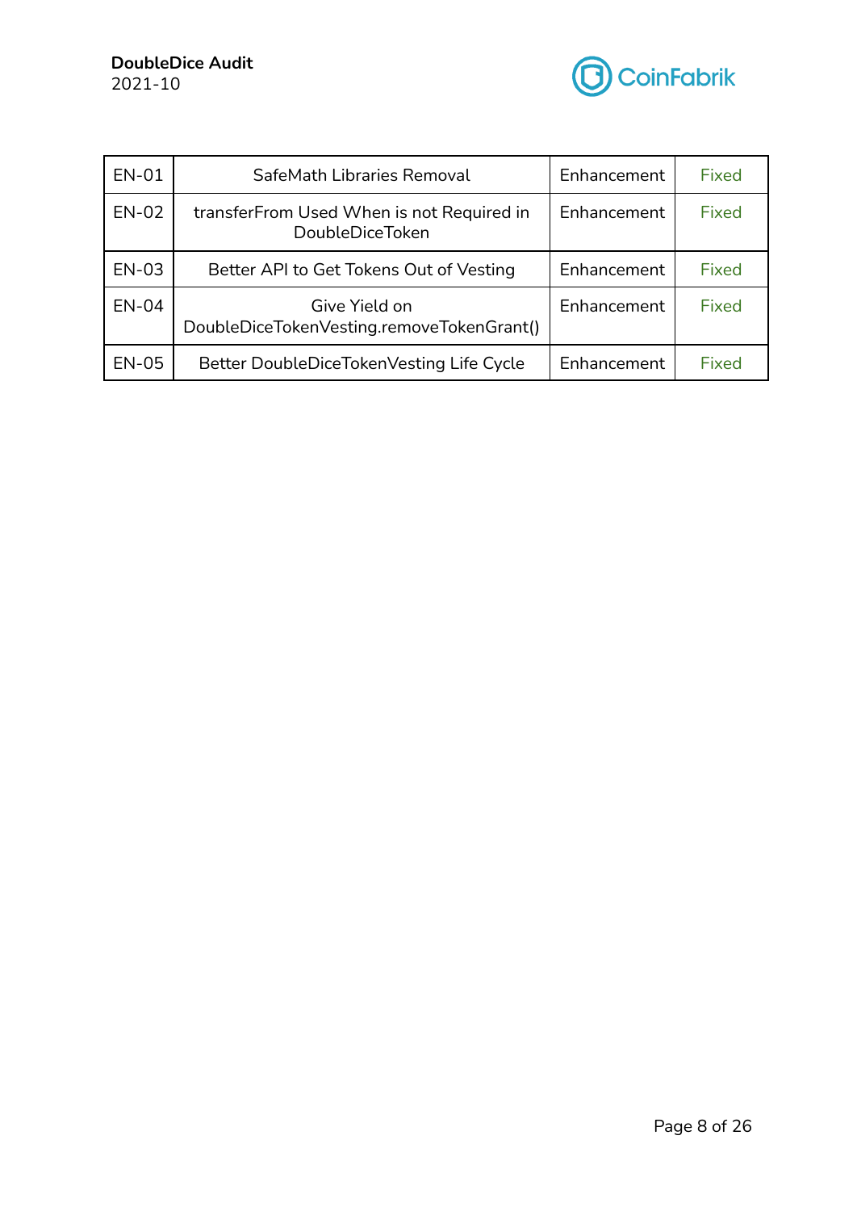| | | | |
|---|---|---|---|
| EN-01 | SafeMath Libraries Removal | Enhancement | Fixed |
| EN-02 | transferFrom Used When is not Required in DoubleDiceToken | Enhancement | Fixed |
| EN-03 | Better API to Get Tokens Out of Vesting | Enhancement | Fixed |
| EN-04 | Give Yield on DoubleDiceTokenVesting.removeTokenGrant() | Enhancement | Fixed |
| EN-05 | Better DoubleDiceTokenVesting Life Cycle | Enhancement | Fixed |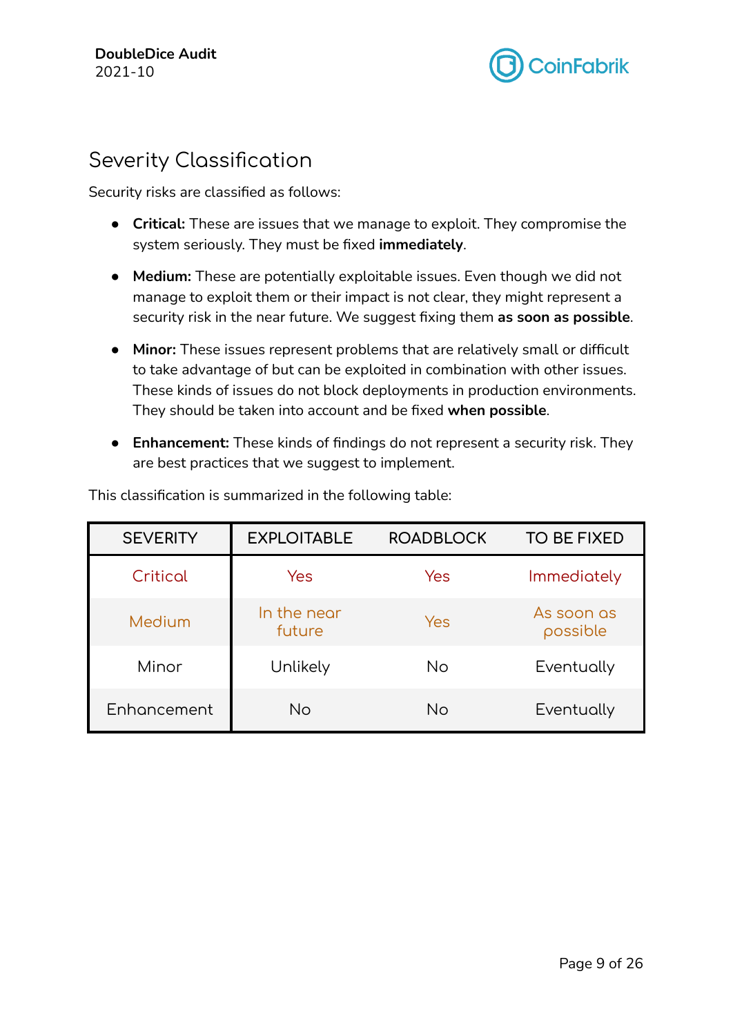## Severity Classification

Security risks are classified as follows:

- **Critical:** These are issues that we manage to exploit. They compromise the system seriously. They must be fixed **immediately**.
- **Medium:** These are potentially exploitable issues. Even though we did not manage to exploit them or their impact is not clear, they might represent a security risk in the near future. We suggest fixing them **as soon as possible**.
- **Minor:** These issues represent problems that are relatively small or difficult to take advantage of but can be exploited in combination with other issues. These kinds of issues do not block deployments in production environments. They should be taken into account and be fixed **when possible**.
- **Enhancement:** These kinds of findings do not represent a security risk. They are best practices that we suggest to implement.

This classification is summarized in the following table:

| SEVERITY | EXPLOITABLE | ROADBLOCK | TO BE FIXED |
|---|---|---|---|
| Critical | Yes | Yes | Immediately |
| Medium | In the near future | Yes | As soon as possible |
| Minor | Unlikely | No | Eventually |
| Enhancement | No | No | Eventually |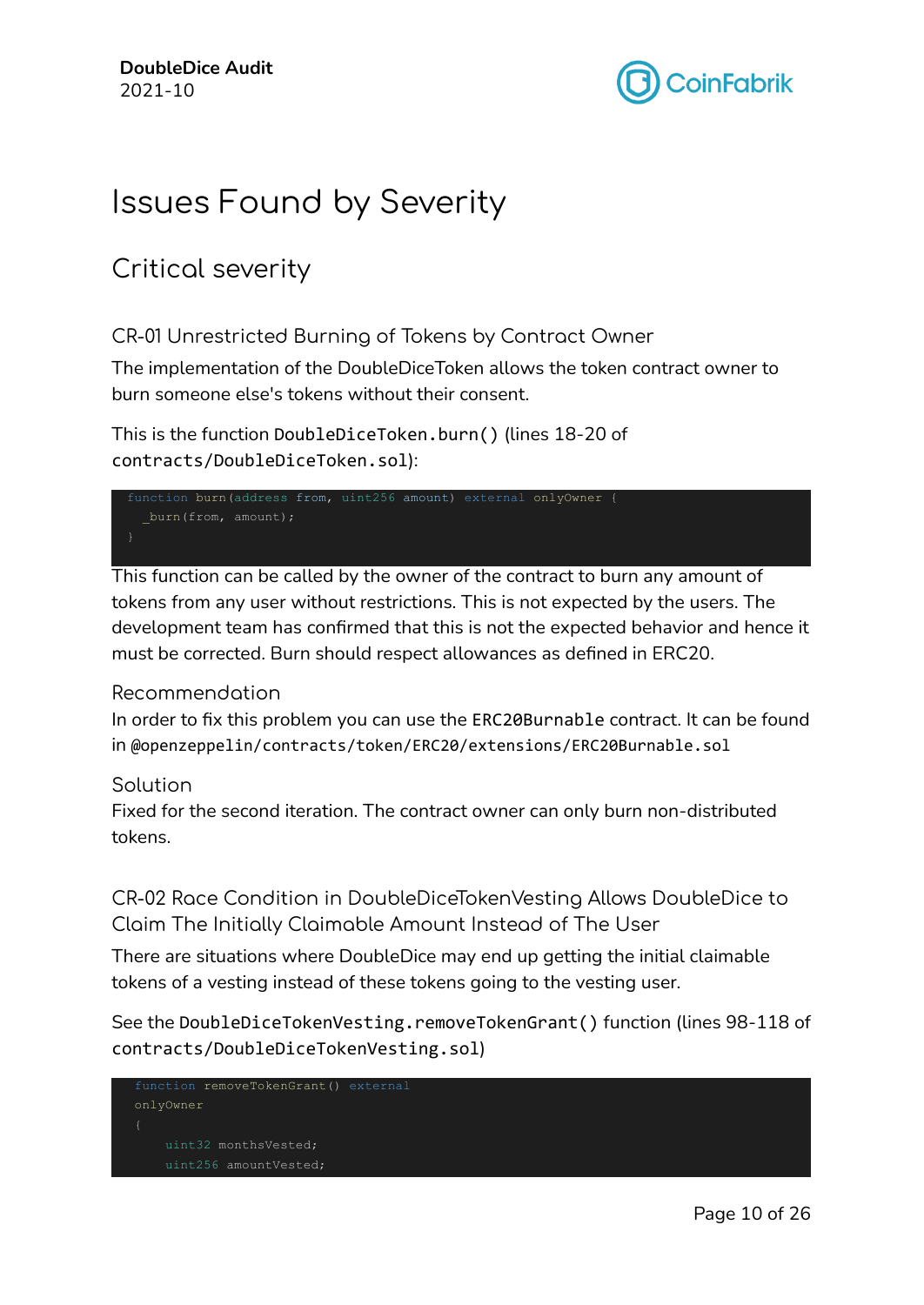# Issues Found by Severity

## Critical severity

### CR-01 Unrestricted Burning of Tokens by Contract Owner

The implementation of the DoubleDiceToken allows the token contract owner to burn someone else's tokens without their consent.

This is the function `DoubleDiceToken.burn()` (lines 18-20 of `contracts/DoubleDiceToken.sol`):

```
function burn(address from, uint256 amount) external onlyOwner {
  _burn(from, amount);
}
```

This function can be called by the owner of the contract to burn any amount of tokens from any user without restrictions. This is not expected by the users. The development team has confirmed that this is not the expected behavior and hence it must be corrected. Burn should respect allowances as defined in ERC20.

#### Recommendation

In order to fix this problem you can use the `ERC20Burnable` contract. It can be found in `@openzeppelin/contracts/token/ERC20/extensions/ERC20Burnable.sol`

#### Solution

Fixed for the second iteration. The contract owner can only burn non-distributed tokens.

### CR-02 Race Condition in DoubleDiceTokenVesting Allows DoubleDice to Claim The Initially Claimable Amount Instead of The User

There are situations where DoubleDice may end up getting the initial claimable tokens of a vesting instead of these tokens going to the vesting user.

See the `DoubleDiceTokenVesting.removeTokenGrant()` function (lines 98-118 of `contracts/DoubleDiceTokenVesting.sol`)

```
function removeTokenGrant() external
onlyOwner
{
    uint32 monthsVested;
    uint256 amountVested;
```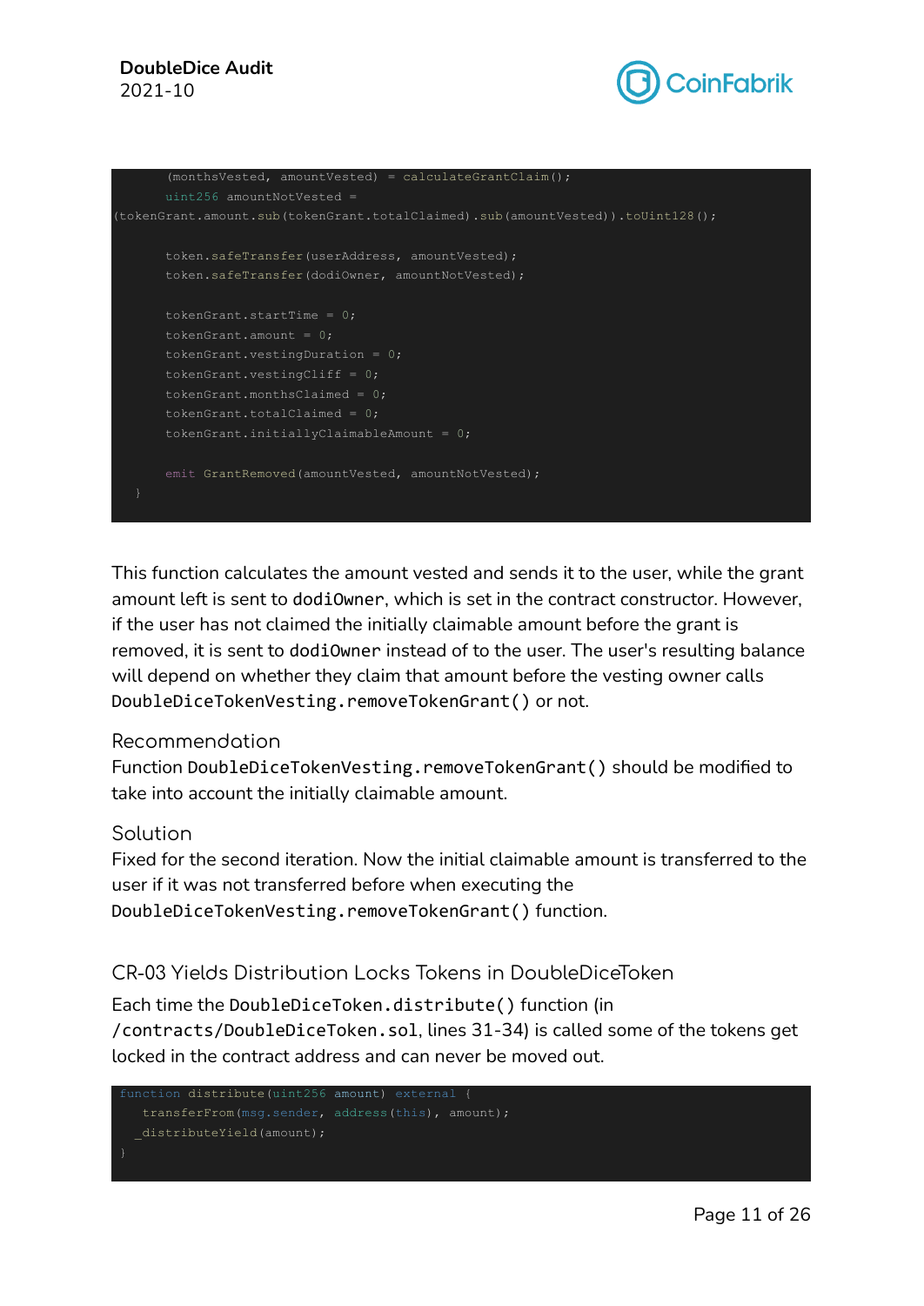```
        (monthsVested, amountVested) = calculateGrantClaim();
        uint256 amountNotVested =
(tokenGrant.amount.sub(tokenGrant.totalClaimed).sub(amountVested)).toUint128();

        token.safeTransfer(userAddress, amountVested);
        token.safeTransfer(dodiOwner, amountNotVested);

        tokenGrant.startTime = 0;
        tokenGrant.amount = 0;
        tokenGrant.vestingDuration = 0;
        tokenGrant.vestingCliff = 0;
        tokenGrant.monthsClaimed = 0;
        tokenGrant.totalClaimed = 0;
        tokenGrant.initiallyClaimableAmount = 0;

        emit GrantRemoved(amountVested, amountNotVested);
    }
```

This function calculates the amount vested and sends it to the user, while the grant amount left is sent to `dodiOwner`, which is set in the contract constructor. However, if the user has not claimed the initially claimable amount before the grant is removed, it is sent to `dodiOwner` instead of to the user. The user's resulting balance will depend on whether they claim that amount before the vesting owner calls `DoubleDiceTokenVesting.removeTokenGrant()` or not.

### Recommendation

Function `DoubleDiceTokenVesting.removeTokenGrant()` should be modified to take into account the initially claimable amount.

### Solution

Fixed for the second iteration. Now the initial claimable amount is transferred to the user if it was not transferred before when executing the `DoubleDiceTokenVesting.removeTokenGrant()` function.

## CR-03 Yields Distribution Locks Tokens in DoubleDiceToken

Each time the `DoubleDiceToken.distribute()` function (in `/contracts/DoubleDiceToken.sol`, lines 31-34) is called some of the tokens get locked in the contract address and can never be moved out.

```
function distribute(uint256 amount) external {
    transferFrom(msg.sender, address(this), amount);
    _distributeYield(amount);
}
```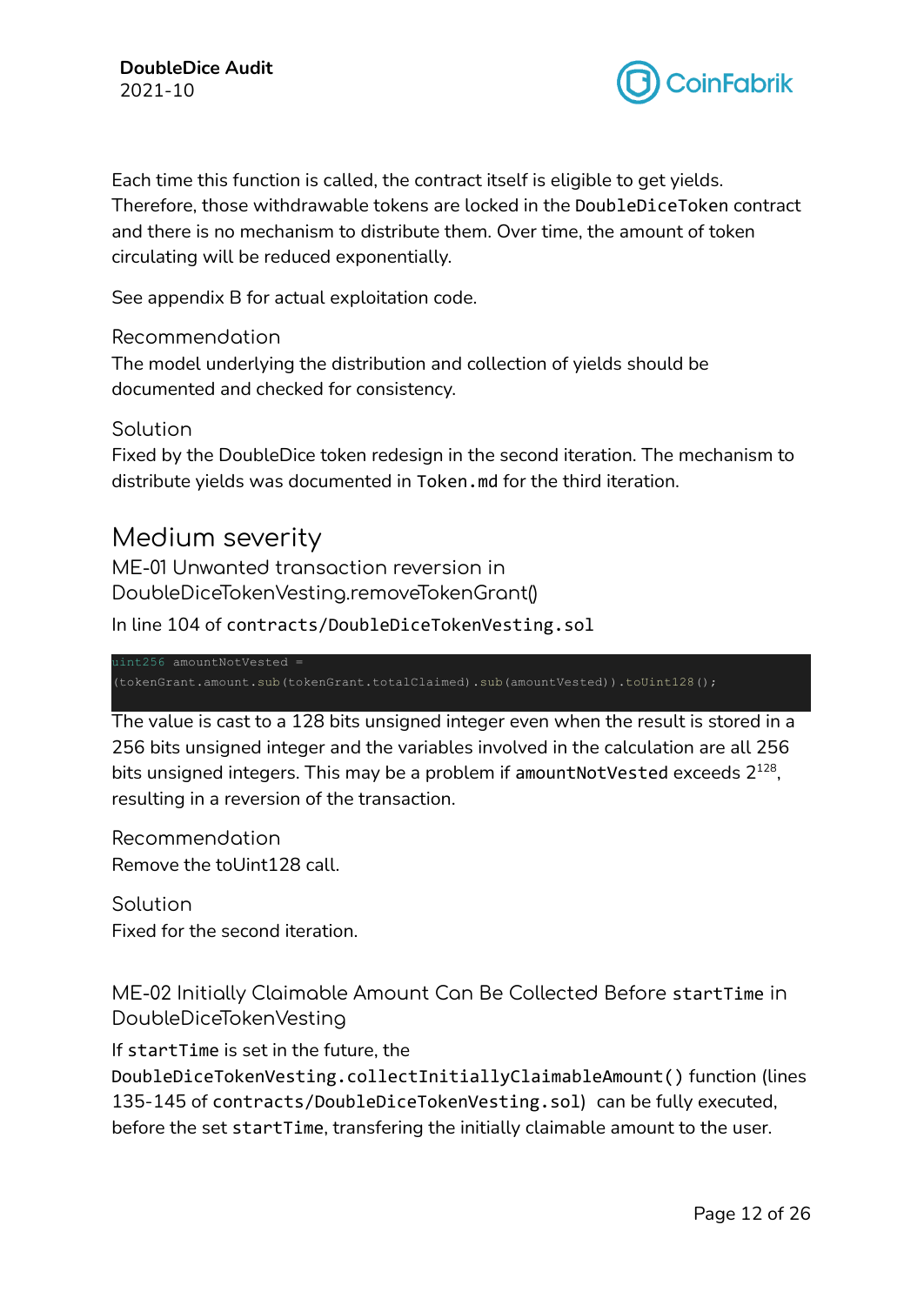Each time this function is called, the contract itself is eligible to get yields. Therefore, those withdrawable tokens are locked in the `DoubleDiceToken` contract and there is no mechanism to distribute them. Over time, the amount of token circulating will be reduced exponentially.

See appendix B for actual exploitation code.

### Recommendation

The model underlying the distribution and collection of yields should be documented and checked for consistency.

### Solution

Fixed by the DoubleDice token redesign in the second iteration. The mechanism to distribute yields was documented in `Token.md` for the third iteration.

## Medium severity

### ME-01 Unwanted transaction reversion in DoubleDiceTokenVesting.removeTokenGrant()

In line 104 of `contracts/DoubleDiceTokenVesting.sol`

```
uint256 amountNotVested =
(tokenGrant.amount.sub(tokenGrant.totalClaimed).sub(amountVested)).toUint128();
```

The value is cast to a 128 bits unsigned integer even when the result is stored in a 256 bits unsigned integer and the variables involved in the calculation are all 256 bits unsigned integers. This may be a problem if `amountNotVested` exceeds $2^{128}$, resulting in a reversion of the transaction.

### Recommendation

Remove the toUint128 call.

### Solution

Fixed for the second iteration.

### ME-02 Initially Claimable Amount Can Be Collected Before `startTime` in DoubleDiceTokenVesting

If `startTime` is set in the future, the `DoubleDiceTokenVesting.collectInitiallyClaimableAmount()` function (lines 135-145 of `contracts/DoubleDiceTokenVesting.sol`) can be fully executed, before the set `startTime`, transfering the initially claimable amount to the user.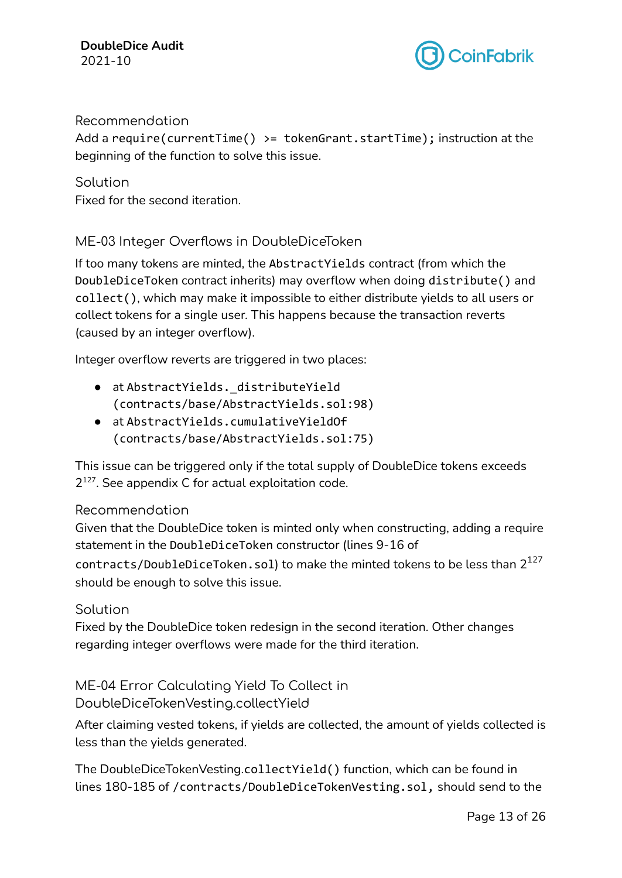#### Recommendation

Add a `require(currentTime() >= tokenGrant.startTime);` instruction at the beginning of the function to solve this issue.

#### Solution

Fixed for the second iteration.

### ME-03 Integer Overflows in DoubleDiceToken

If too many tokens are minted, the `AbstractYields` contract (from which the `DoubleDiceToken` contract inherits) may overflow when doing `distribute()` and `collect()`, which may make it impossible to either distribute yields to all users or collect tokens for a single user. This happens because the transaction reverts (caused by an integer overflow).

Integer overflow reverts are triggered in two places:

- at `AbstractYields._distributeYield` (`contracts/base/AbstractYields.sol:98`)
- at `AbstractYields.cumulativeYieldOf` (`contracts/base/AbstractYields.sol:75`)

This issue can be triggered only if the total supply of DoubleDice tokens exceeds $2^{127}$. See appendix C for actual exploitation code.

#### Recommendation

Given that the DoubleDice token is minted only when constructing, adding a require statement in the `DoubleDiceToken` constructor (lines 9-16 of `contracts/DoubleDiceToken.sol`) to make the minted tokens to be less than $2^{127}$ should be enough to solve this issue.

#### Solution

Fixed by the DoubleDice token redesign in the second iteration. Other changes regarding integer overflows were made for the third iteration.

### ME-04 Error Calculating Yield To Collect in DoubleDiceTokenVesting.collectYield

After claiming vested tokens, if yields are collected, the amount of yields collected is less than the yields generated.

The DoubleDiceTokenVesting.`collectYield()` function, which can be found in lines 180-185 of `/contracts/DoubleDiceTokenVesting.sol`, should send to the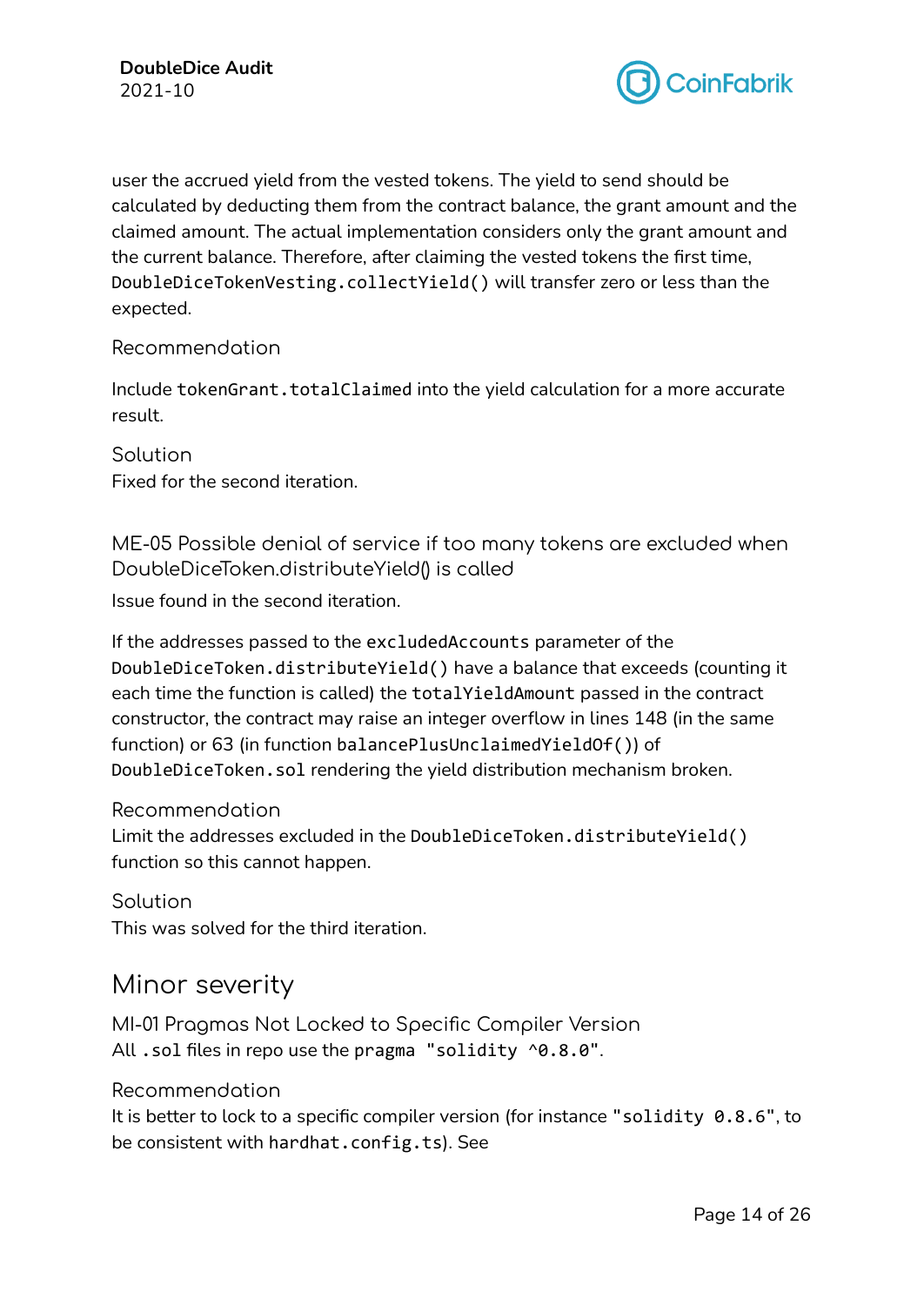user the accrued yield from the vested tokens. The yield to send should be calculated by deducting them from the contract balance, the grant amount and the claimed amount. The actual implementation considers only the grant amount and the current balance. Therefore, after claiming the vested tokens the first time, `DoubleDiceTokenVesting.collectYield()` will transfer zero or less than the expected.

#### Recommendation

Include `tokenGrant.totalClaimed` into the yield calculation for a more accurate result.

#### Solution

Fixed for the second iteration.

### ME-05 Possible denial of service if too many tokens are excluded when DoubleDiceToken.distributeYield() is called

Issue found in the second iteration.

If the addresses passed to the `excludedAccounts` parameter of the `DoubleDiceToken.distributeYield()` have a balance that exceeds (counting it each time the function is called) the `totalYieldAmount` passed in the contract constructor, the contract may raise an integer overflow in lines 148 (in the same function) or 63 (in function `balancePlusUnclaimedYieldOf()`) of `DoubleDiceToken.sol` rendering the yield distribution mechanism broken.

#### Recommendation

Limit the addresses excluded in the `DoubleDiceToken.distributeYield()` function so this cannot happen.

#### Solution

This was solved for the third iteration.

## Minor severity

### MI-01 Pragmas Not Locked to Specific Compiler Version

All `.sol` files in repo use the `pragma "solidity ^0.8.0"`.

#### Recommendation

It is better to lock to a specific compiler version (for instance `"solidity 0.8.6"`, to be consistent with `hardhat.config.ts`). See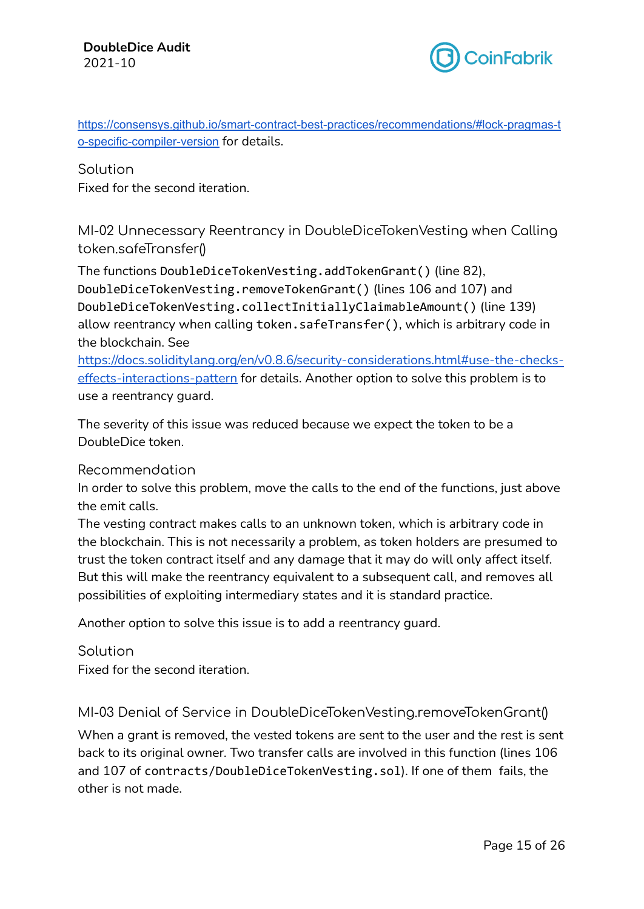https://consensys.github.io/smart-contract-best-practices/recommendations/#lock-pragmas-to-specific-compiler-version for details.

### Solution

Fixed for the second iteration.

## MI-02 Unnecessary Reentrancy in DoubleDiceTokenVesting when Calling token.safeTransfer()

The functions `DoubleDiceTokenVesting.addTokenGrant()` (line 82), `DoubleDiceTokenVesting.removeTokenGrant()` (lines 106 and 107) and `DoubleDiceTokenVesting.collectInitiallyClaimableAmount()` (line 139) allow reentrancy when calling `token.safeTransfer()`, which is arbitrary code in the blockchain. See https://docs.soliditylang.org/en/v0.8.6/security-considerations.html#use-the-checks-effects-interactions-pattern for details. Another option to solve this problem is to use a reentrancy guard.

The severity of this issue was reduced because we expect the token to be a DoubleDice token.

### Recommendation

In order to solve this problem, move the calls to the end of the functions, just above the emit calls.

The vesting contract makes calls to an unknown token, which is arbitrary code in the blockchain. This is not necessarily a problem, as token holders are presumed to trust the token contract itself and any damage that it may do will only affect itself. But this will make the reentrancy equivalent to a subsequent call, and removes all possibilities of exploiting intermediary states and it is standard practice.

Another option to solve this issue is to add a reentrancy guard.

### Solution

Fixed for the second iteration.

## MI-03 Denial of Service in DoubleDiceTokenVesting.removeTokenGrant()

When a grant is removed, the vested tokens are sent to the user and the rest is sent back to its original owner. Two transfer calls are involved in this function (lines 106 and 107 of `contracts/DoubleDiceTokenVesting.sol`). If one of them fails, the other is not made.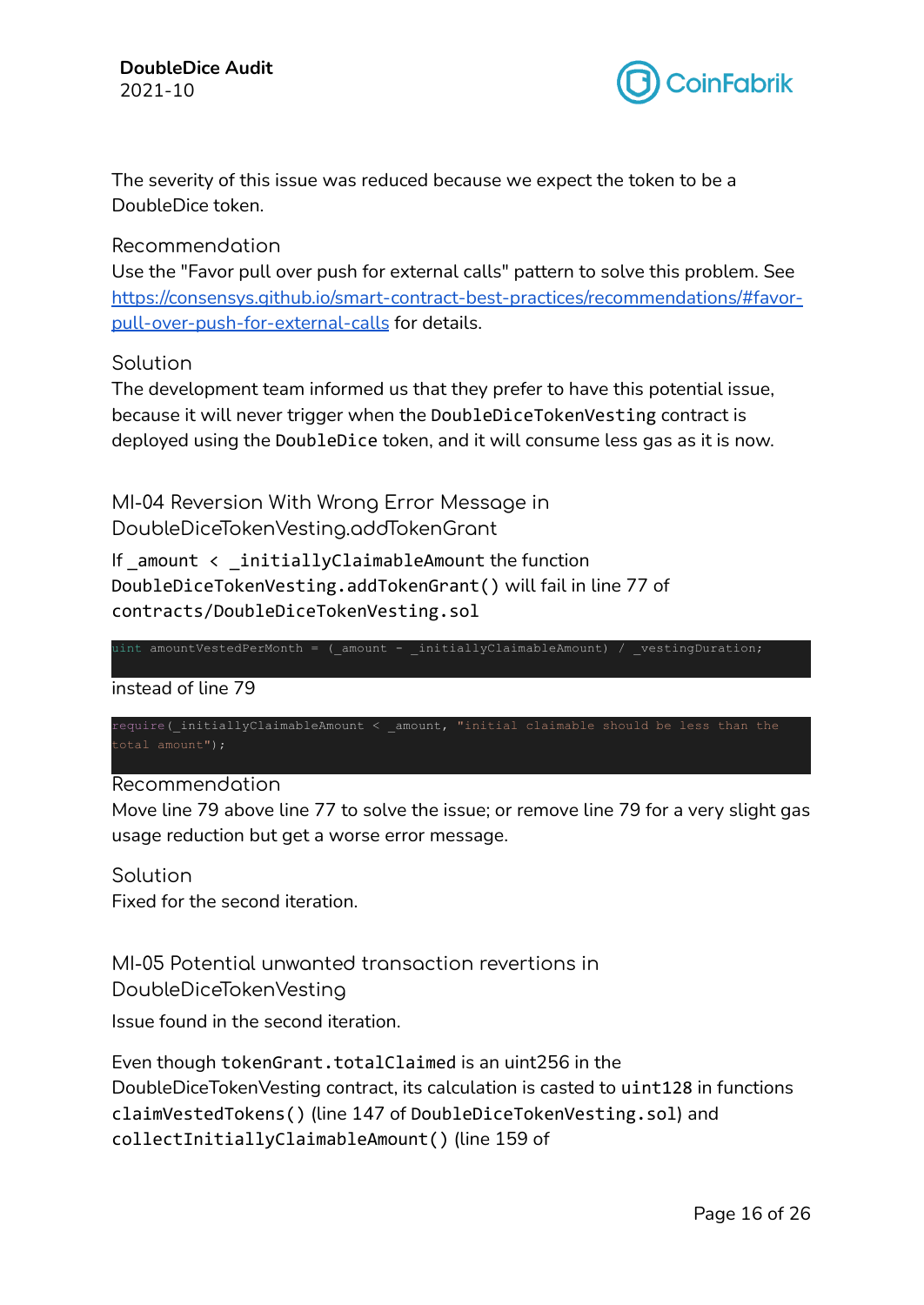The severity of this issue was reduced because we expect the token to be a DoubleDice token.

### Recommendation

Use the "Favor pull over push for external calls" pattern to solve this problem. See [https://consensys.github.io/smart-contract-best-practices/recommendations/#favor-pull-over-push-for-external-calls](https://consensys.github.io/smart-contract-best-practices/recommendations/#favor-pull-over-push-for-external-calls) for details.

### Solution

The development team informed us that they prefer to have this potential issue, because it will never trigger when the `DoubleDiceTokenVesting` contract is deployed using the `DoubleDice` token, and it will consume less gas as it is now.

## MI-04 Reversion With Wrong Error Message in DoubleDiceTokenVesting.addTokenGrant

If `_amount < _initiallyClaimableAmount` the function `DoubleDiceTokenVesting.addTokenGrant()` will fail in line 77 of `contracts/DoubleDiceTokenVesting.sol`

```
uint amountVestedPerMonth = (_amount - _initiallyClaimableAmount) / _vestingDuration;
```

instead of line 79

```
require(_initiallyClaimableAmount < _amount, "initial claimable should be less than the total amount");
```

### Recommendation

Move line 79 above line 77 to solve the issue; or remove line 79 for a very slight gas usage reduction but get a worse error message.

### Solution

Fixed for the second iteration.

## MI-05 Potential unwanted transaction revertions in DoubleDiceTokenVesting

Issue found in the second iteration.

Even though `tokenGrant.totalClaimed` is an uint256 in the DoubleDiceTokenVesting contract, its calculation is casted to `uint128` in functions `claimVestedTokens()` (line 147 of `DoubleDiceTokenVesting.sol`) and `collectInitiallyClaimableAmount()` (line 159 of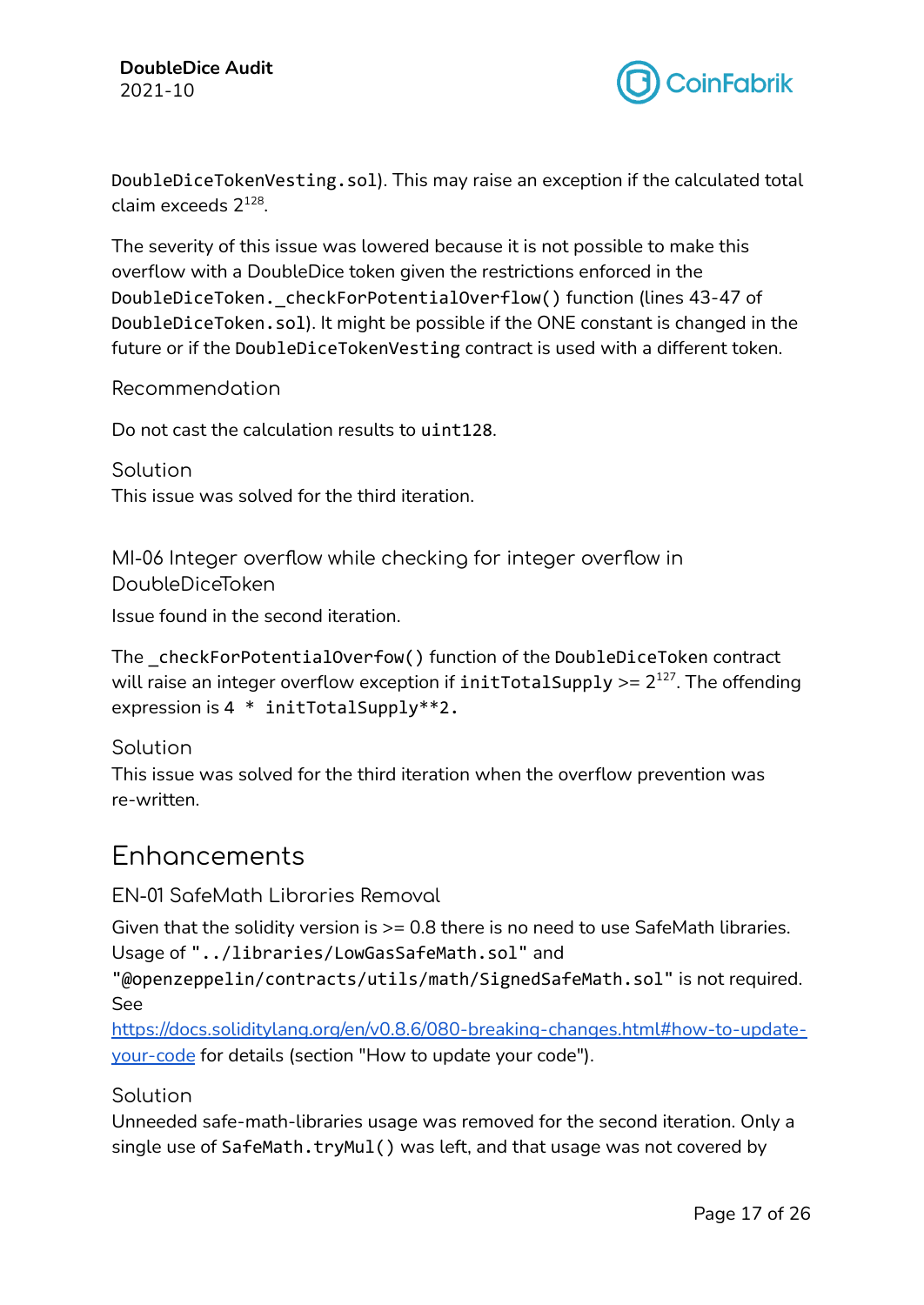`DoubleDiceTokenVesting.sol`). This may raise an exception if the calculated total claim exceeds $2^{128}$.

The severity of this issue was lowered because it is not possible to make this overflow with a DoubleDice token given the restrictions enforced in the `DoubleDiceToken._checkForPotentialOverflow()` function (lines 43-47 of `DoubleDiceToken.sol`). It might be possible if the ONE constant is changed in the future or if the `DoubleDiceTokenVesting` contract is used with a different token.

#### Recommendation

Do not cast the calculation results to `uint128`.

#### Solution

This issue was solved for the third iteration.

### MI-06 Integer overflow while checking for integer overflow in DoubleDiceToken

Issue found in the second iteration.

The `_checkForPotentialOverfow()` function of the `DoubleDiceToken` contract will raise an integer overflow exception if `initTotalSupply` >= $2^{127}$. The offending expression is `4 * initTotalSupply**2.`

#### Solution

This issue was solved for the third iteration when the overflow prevention was re-written.

## Enhancements

### EN-01 SafeMath Libraries Removal

Given that the solidity version is >= 0.8 there is no need to use SafeMath libraries. Usage of `"../libraries/LowGasSafeMath.sol"` and `"@openzeppelin/contracts/utils/math/SignedSafeMath.sol"` is not required. See [https://docs.soliditylang.org/en/v0.8.6/080-breaking-changes.html#how-to-update-your-code](https://docs.soliditylang.org/en/v0.8.6/080-breaking-changes.html#how-to-update-your-code) for details (section "How to update your code").

#### Solution

Unneeded safe-math-libraries usage was removed for the second iteration. Only a single use of `SafeMath.tryMul()` was left, and that usage was not covered by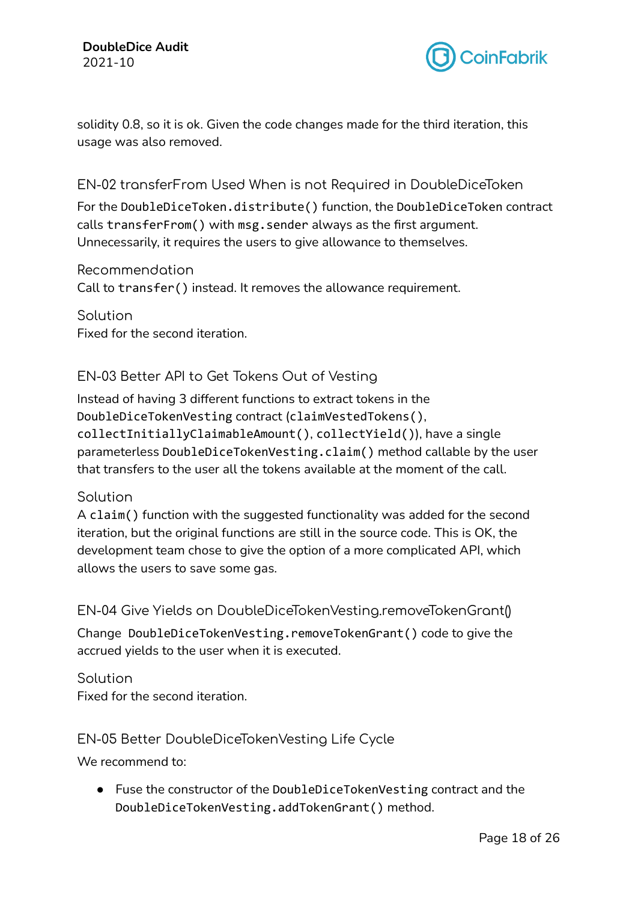solidity 0.8, so it is ok. Given the code changes made for the third iteration, this usage was also removed.

### EN-02 transferFrom Used When is not Required in DoubleDiceToken

For the `DoubleDiceToken.distribute()` function, the `DoubleDiceToken` contract calls `transferFrom()` with `msg.sender` always as the first argument. Unnecessarily, it requires the users to give allowance to themselves.

#### Recommendation

Call to `transfer()` instead. It removes the allowance requirement.

#### Solution

Fixed for the second iteration.

### EN-03 Better API to Get Tokens Out of Vesting

Instead of having 3 different functions to extract tokens in the `DoubleDiceTokenVesting` contract (`claimVestedTokens()`, `collectInitiallyClaimableAmount()`, `collectYield()`), have a single parameterless `DoubleDiceTokenVesting.claim()` method callable by the user that transfers to the user all the tokens available at the moment of the call.

#### Solution

A `claim()` function with the suggested functionality was added for the second iteration, but the original functions are still in the source code. This is OK, the development team chose to give the option of a more complicated API, which allows the users to save some gas.

### EN-04 Give Yields on DoubleDiceTokenVesting.removeTokenGrant()

Change `DoubleDiceTokenVesting.removeTokenGrant()` code to give the accrued yields to the user when it is executed.

#### Solution

Fixed for the second iteration.

### EN-05 Better DoubleDiceTokenVesting Life Cycle

We recommend to:

- Fuse the constructor of the `DoubleDiceTokenVesting` contract and the `DoubleDiceTokenVesting.addTokenGrant()` method.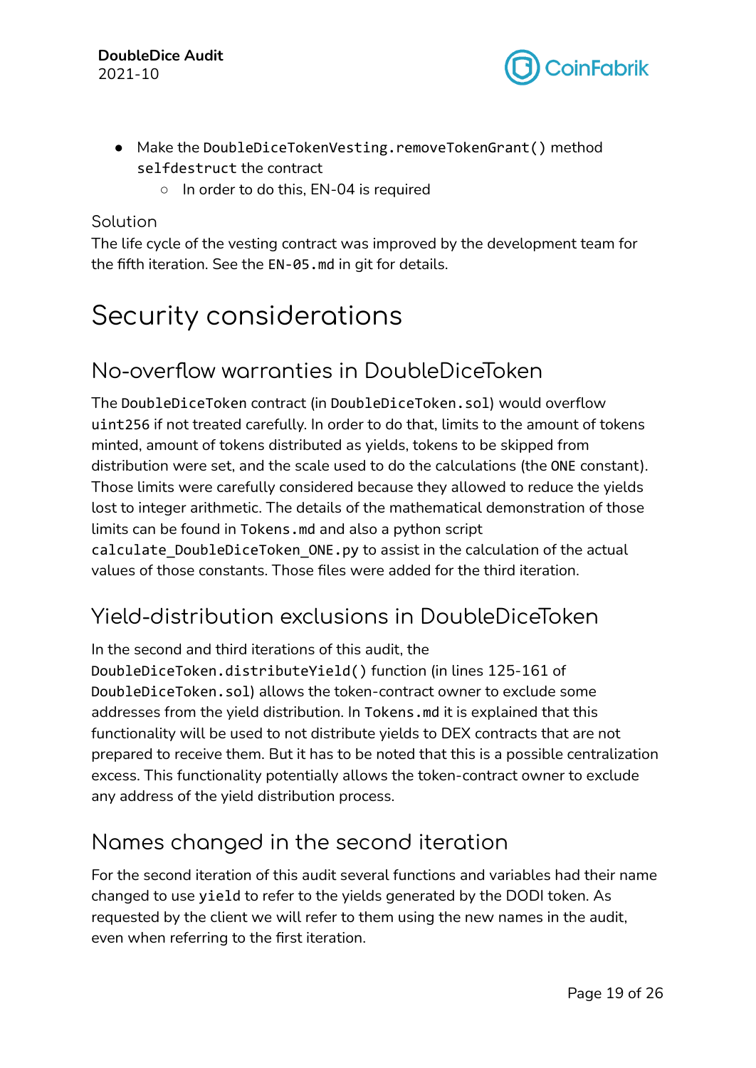- Make the `DoubleDiceTokenVesting.removeTokenGrant()` method `selfdestruct` the contract
    - In order to do this, EN-04 is required

Solution

The life cycle of the vesting contract was improved by the development team for the fifth iteration. See the `EN-05.md` in git for details.

# Security considerations

## No-overflow warranties in DoubleDiceToken

The `DoubleDiceToken` contract (in `DoubleDiceToken.sol`) would overflow `uint256` if not treated carefully. In order to do that, limits to the amount of tokens minted, amount of tokens distributed as yields, tokens to be skipped from distribution were set, and the scale used to do the calculations (the `ONE` constant). Those limits were carefully considered because they allowed to reduce the yields lost to integer arithmetic. The details of the mathematical demonstration of those limits can be found in `Tokens.md` and also a python script `calculate_DoubleDiceToken_ONE.py` to assist in the calculation of the actual values of those constants. Those files were added for the third iteration.

## Yield-distribution exclusions in DoubleDiceToken

In the second and third iterations of this audit, the `DoubleDiceToken.distributeYield()` function (in lines 125-161 of `DoubleDiceToken.sol`) allows the token-contract owner to exclude some addresses from the yield distribution. In `Tokens.md` it is explained that this functionality will be used to not distribute yields to DEX contracts that are not prepared to receive them. But it has to be noted that this is a possible centralization excess. This functionality potentially allows the token-contract owner to exclude any address of the yield distribution process.

## Names changed in the second iteration

For the second iteration of this audit several functions and variables had their name changed to use `yield` to refer to the yields generated by the DODI token. As requested by the client we will refer to them using the new names in the audit, even when referring to the first iteration.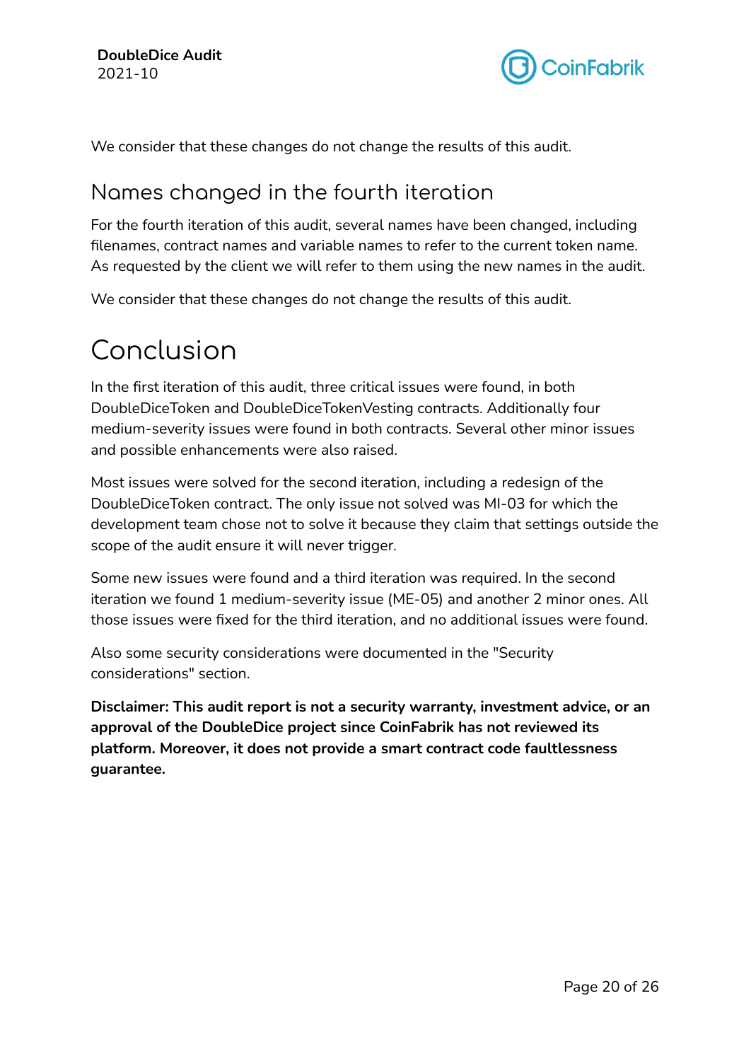We consider that these changes do not change the results of this audit.

## Names changed in the fourth iteration

For the fourth iteration of this audit, several names have been changed, including filenames, contract names and variable names to refer to the current token name. As requested by the client we will refer to them using the new names in the audit.

We consider that these changes do not change the results of this audit.

# Conclusion

In the first iteration of this audit, three critical issues were found, in both DoubleDiceToken and DoubleDiceTokenVesting contracts. Additionally four medium-severity issues were found in both contracts. Several other minor issues and possible enhancements were also raised.

Most issues were solved for the second iteration, including a redesign of the DoubleDiceToken contract. The only issue not solved was MI-03 for which the development team chose not to solve it because they claim that settings outside the scope of the audit ensure it will never trigger.

Some new issues were found and a third iteration was required. In the second iteration we found 1 medium-severity issue (ME-05) and another 2 minor ones. All those issues were fixed for the third iteration, and no additional issues were found.

Also some security considerations were documented in the "Security considerations" section.

**Disclaimer: This audit report is not a security warranty, investment advice, or an approval of the DoubleDice project since CoinFabrik has not reviewed its platform. Moreover, it does not provide a smart contract code faultlessness guarantee.**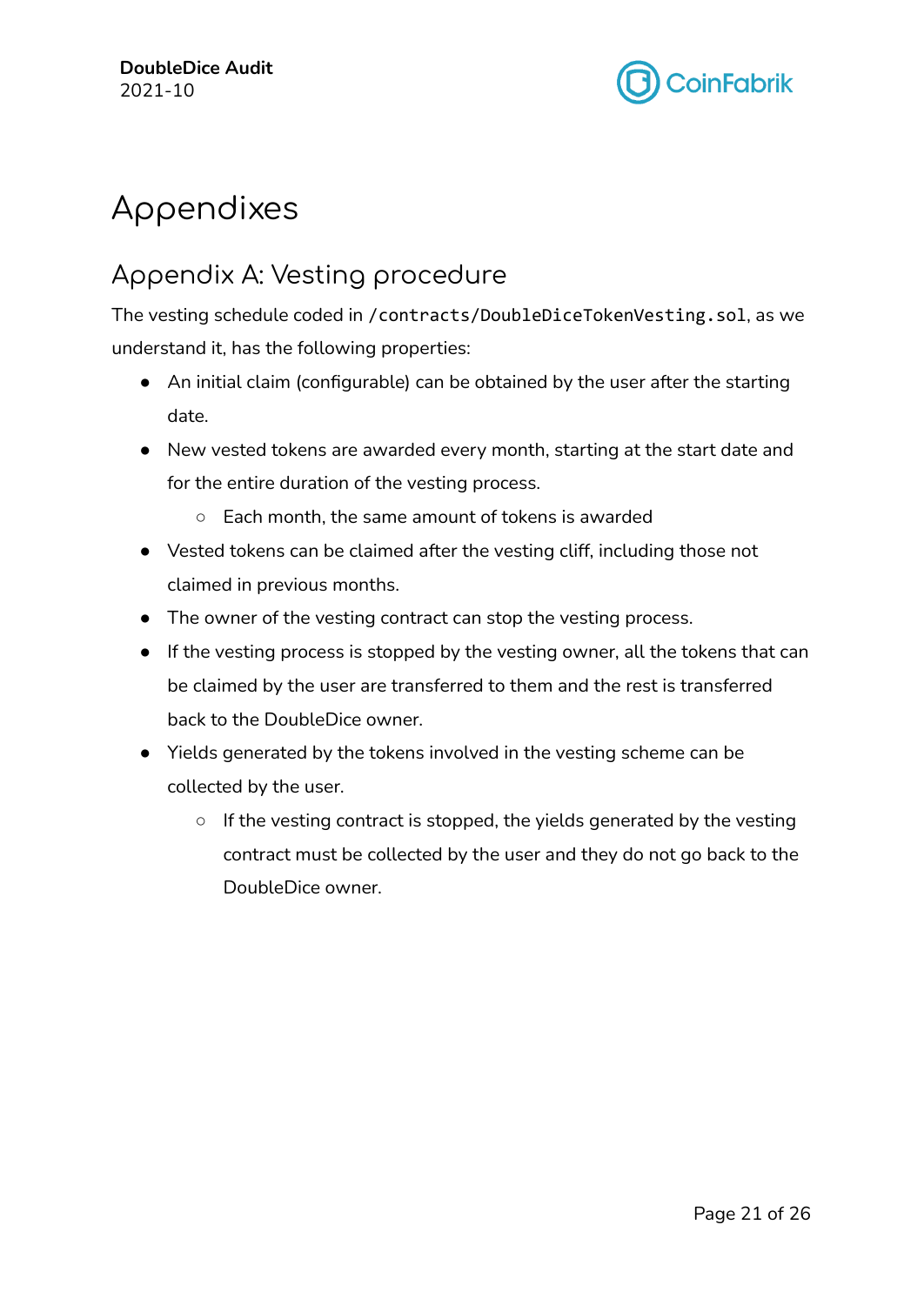# Appendixes

## Appendix A: Vesting procedure

The vesting schedule coded in `/contracts/DoubleDiceTokenVesting.sol`, as we understand it, has the following properties:

- An initial claim (configurable) can be obtained by the user after the starting date.
- New vested tokens are awarded every month, starting at the start date and for the entire duration of the vesting process.
  - Each month, the same amount of tokens is awarded
- Vested tokens can be claimed after the vesting cliff, including those not claimed in previous months.
- The owner of the vesting contract can stop the vesting process.
- If the vesting process is stopped by the vesting owner, all the tokens that can be claimed by the user are transferred to them and the rest is transferred back to the DoubleDice owner.
- Yields generated by the tokens involved in the vesting scheme can be collected by the user.
  - If the vesting contract is stopped, the yields generated by the vesting contract must be collected by the user and they do not go back to the DoubleDice owner.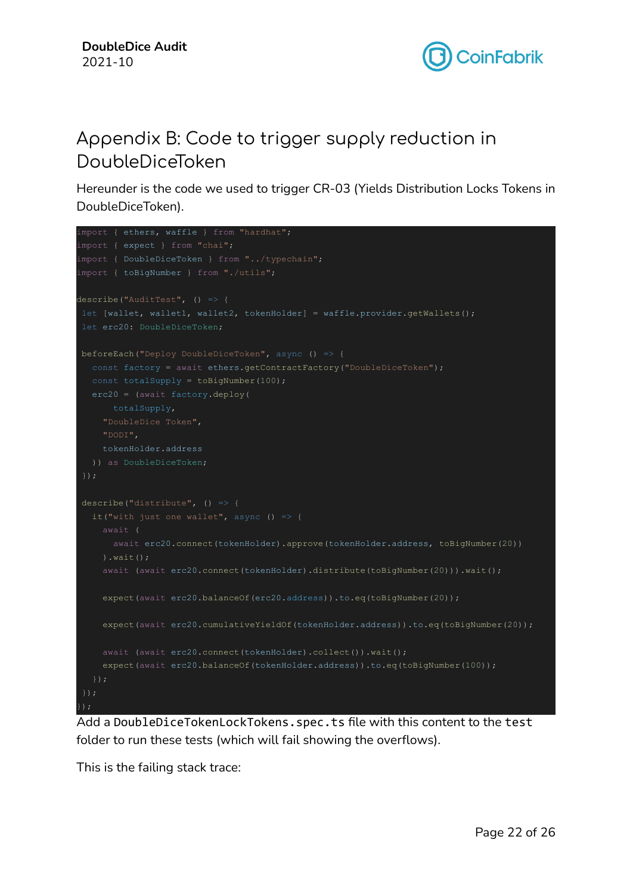# Appendix B: Code to trigger supply reduction in DoubleDiceToken

Hereunder is the code we used to trigger CR-03 (Yields Distribution Locks Tokens in DoubleDiceToken).

```
import { ethers, waffle } from "hardhat";
import { expect } from "chai";
import { DoubleDiceToken } from "../typechain";
import { toBigNumber } from "./utils";

describe("AuditTest", () => {
 let [wallet, wallet1, wallet2, tokenHolder] = waffle.provider.getWallets();
 let erc20: DoubleDiceToken;

 beforeEach("Deploy DoubleDiceToken", async () => {
   const factory = await ethers.getContractFactory("DoubleDiceToken");
   const totalSupply = toBigNumber(100);
   erc20 = (await factory.deploy(
       totalSupply,
     "DoubleDice Token",
     "DODI",
     tokenHolder.address
   )) as DoubleDiceToken;
 });

 describe("distribute", () => {
   it("with just one wallet", async () => {
     await (
       await erc20.connect(tokenHolder).approve(tokenHolder.address, toBigNumber(20))
     ).wait();
     await (await erc20.connect(tokenHolder).distribute(toBigNumber(20))).wait();

     expect(await erc20.balanceOf(erc20.address)).to.eq(toBigNumber(20));

     expect(await erc20.cumulativeYieldOf(tokenHolder.address)).to.eq(toBigNumber(20));

     await (await erc20.connect(tokenHolder).collect()).wait();
     expect(await erc20.balanceOf(tokenHolder.address)).to.eq(toBigNumber(100));
   });
 });
});
```

Add a `DoubleDiceTokenLockTokens.spec.ts` file with this content to the `test` folder to run these tests (which will fail showing the overflows).

This is the failing stack trace: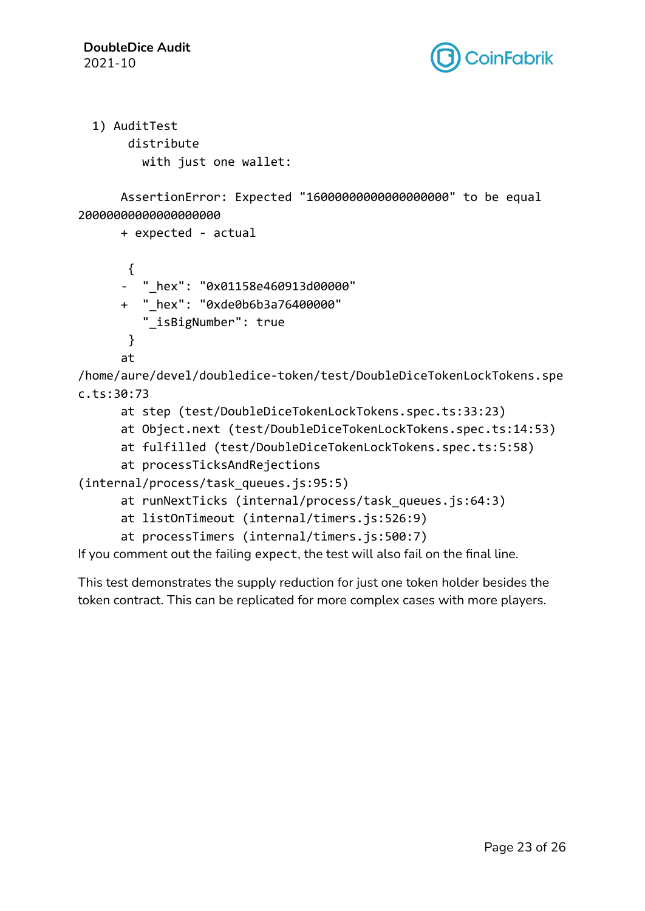```
  1) AuditTest
       distribute
         with just one wallet:

      AssertionError: Expected "16000000000000000000" to be equal
20000000000000000000
      + expected - actual

       {
      -  "_hex": "0x01158e460913d00000"
      +  "_hex": "0xde0b6b3a76400000"
         "_isBigNumber": true
       }
      at
/home/aure/devel/doubledice-token/test/DoubleDiceTokenLockTokens.spe
c.ts:30:73
      at step (test/DoubleDiceTokenLockTokens.spec.ts:33:23)
      at Object.next (test/DoubleDiceTokenLockTokens.spec.ts:14:53)
      at fulfilled (test/DoubleDiceTokenLockTokens.spec.ts:5:58)
      at processTicksAndRejections
(internal/process/task_queues.js:95:5)
      at runNextTicks (internal/process/task_queues.js:64:3)
      at listOnTimeout (internal/timers.js:526:9)
      at processTimers (internal/timers.js:500:7)
```

If you comment out the failing expect, the test will also fail on the final line.

This test demonstrates the supply reduction for just one token holder besides the token contract. This can be replicated for more complex cases with more players.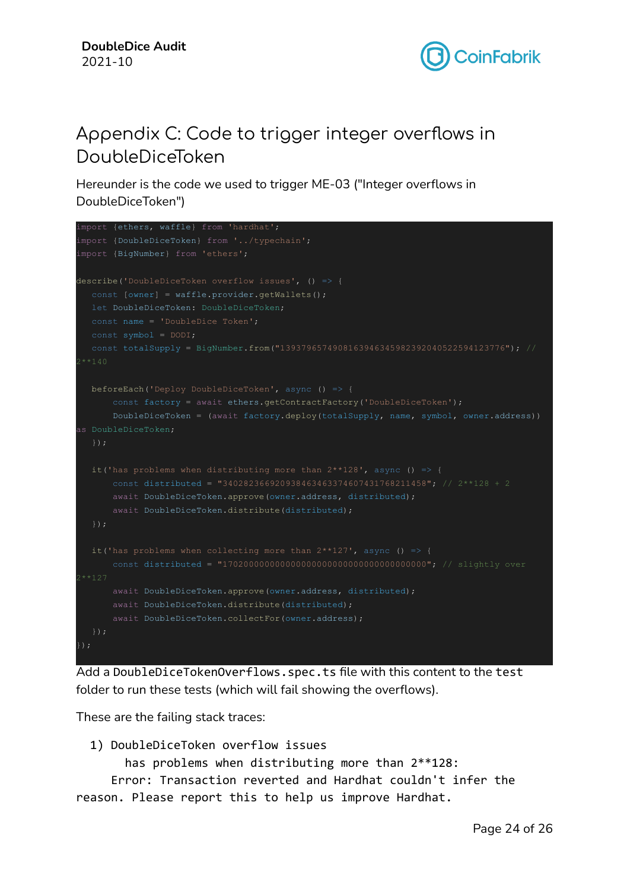# Appendix C: Code to trigger integer overflows in DoubleDiceToken

Hereunder is the code we used to trigger ME-03 ("Integer overflows in DoubleDiceToken")

```
import {ethers, waffle} from 'hardhat';
import {DoubleDiceToken} from '../typechain';
import {BigNumber} from 'ethers';

describe('DoubleDiceToken overflow issues', () => {
   const [owner] = waffle.provider.getWallets();
   let DoubleDiceToken: DoubleDiceToken;
   const name = 'DoubleDice Token';
   const symbol = DODI;
   const totalSupply = BigNumber.from("1393796574908163946345982392040522594123776"); //
2**140

   beforeEach('Deploy DoubleDiceToken', async () => {
       const factory = await ethers.getContractFactory('DoubleDiceToken');
       DoubleDiceToken = (await factory.deploy(totalSupply, name, symbol, owner.address))
as DoubleDiceToken;
   });

   it('has problems when distributing more than 2**128', async () => {
       const distributed = "340282366920938463463374607431768211458"; // 2**128 + 2
       await DoubleDiceToken.approve(owner.address, distributed);
       await DoubleDiceToken.distribute(distributed);
   });

   it('has problems when collecting more than 2**127', async () => {
       const distributed = "170200000000000000000000000000000000000"; // slightly over
2**127
       await DoubleDiceToken.approve(owner.address, distributed);
       await DoubleDiceToken.distribute(distributed);
       await DoubleDiceToken.collectFor(owner.address);
   });
});
```

Add a `DoubleDiceTokenOverflows.spec.ts` file with this content to the `test` folder to run these tests (which will fail showing the overflows).

These are the failing stack traces:

```
  1) DoubleDiceToken overflow issues
       has problems when distributing more than 2**128:
     Error: Transaction reverted and Hardhat couldn't infer the
reason. Please report this to help us improve Hardhat.
```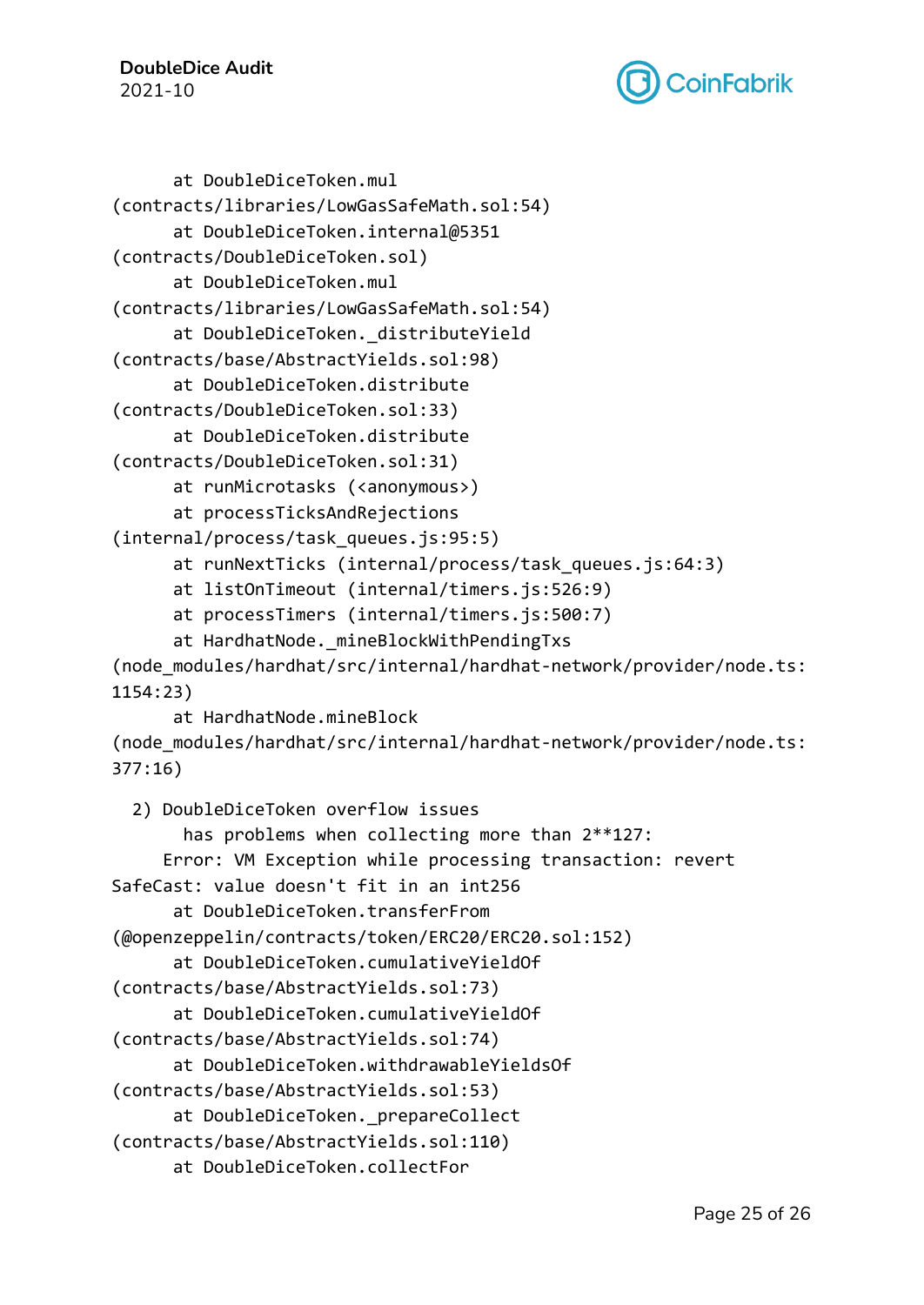```
      at DoubleDiceToken.mul
(contracts/libraries/LowGasSafeMath.sol:54)
      at DoubleDiceToken.internal@5351
(contracts/DoubleDiceToken.sol)
      at DoubleDiceToken.mul
(contracts/libraries/LowGasSafeMath.sol:54)
      at DoubleDiceToken._distributeYield
(contracts/base/AbstractYields.sol:98)
      at DoubleDiceToken.distribute
(contracts/DoubleDiceToken.sol:33)
      at DoubleDiceToken.distribute
(contracts/DoubleDiceToken.sol:31)
      at runMicrotasks (<anonymous>)
      at processTicksAndRejections
(internal/process/task_queues.js:95:5)
      at runNextTicks (internal/process/task_queues.js:64:3)
      at listOnTimeout (internal/timers.js:526:9)
      at processTimers (internal/timers.js:500:7)
      at HardhatNode._mineBlockWithPendingTxs
(node_modules/hardhat/src/internal/hardhat-network/provider/node.ts:
1154:23)
      at HardhatNode.mineBlock
(node_modules/hardhat/src/internal/hardhat-network/provider/node.ts:
377:16)

  2) DoubleDiceToken overflow issues
       has problems when collecting more than 2**127:
     Error: VM Exception while processing transaction: revert
SafeCast: value doesn't fit in an int256
      at DoubleDiceToken.transferFrom
(@openzeppelin/contracts/token/ERC20/ERC20.sol:152)
      at DoubleDiceToken.cumulativeYieldOf
(contracts/base/AbstractYields.sol:73)
      at DoubleDiceToken.cumulativeYieldOf
(contracts/base/AbstractYields.sol:74)
      at DoubleDiceToken.withdrawableYieldsOf
(contracts/base/AbstractYields.sol:53)
      at DoubleDiceToken._prepareCollect
(contracts/base/AbstractYields.sol:110)
      at DoubleDiceToken.collectFor
```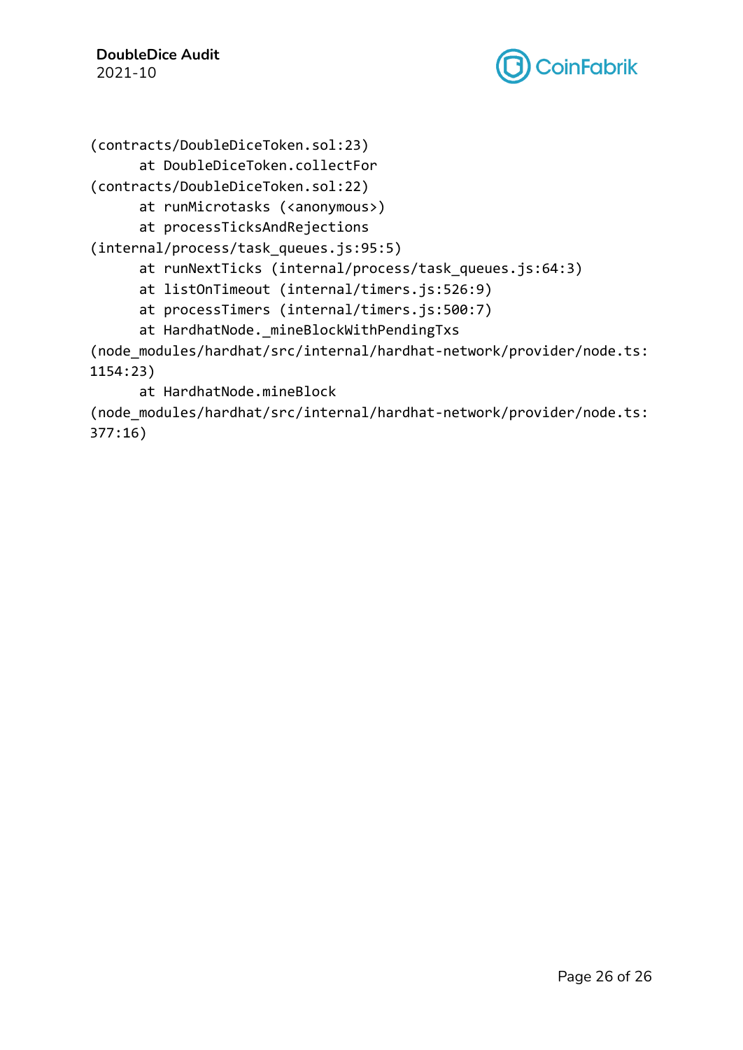```
(contracts/DoubleDiceToken.sol:23)
      at DoubleDiceToken.collectFor
(contracts/DoubleDiceToken.sol:22)
      at runMicrotasks (<anonymous>)
      at processTicksAndRejections
(internal/process/task_queues.js:95:5)
      at runNextTicks (internal/process/task_queues.js:64:3)
      at listOnTimeout (internal/timers.js:526:9)
      at processTimers (internal/timers.js:500:7)
      at HardhatNode._mineBlockWithPendingTxs
(node_modules/hardhat/src/internal/hardhat-network/provider/node.ts:
1154:23)
      at HardhatNode.mineBlock
(node_modules/hardhat/src/internal/hardhat-network/provider/node.ts:
377:16)
```